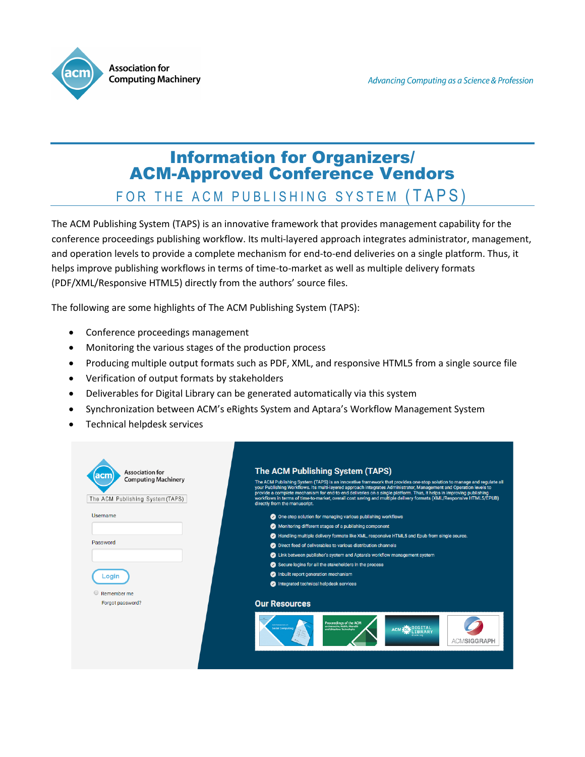# Information for Organizers/ ACM-Approved Conference Vendors

## FOR THE ACM PUBLISHING SYSTEM (TAPS)

The ACM Publishing System (TAPS) is an innovative framework that provides management capability for the conference proceedings publishing workflow. Its multi-layered approach integrates administrator, management, and operation levels to provide a complete mechanism for end-to-end deliveries on a single platform. Thus, it helps improve publishing workflows in terms of time-to-market as well as multiple delivery formats (PDF/XML/Responsive HTML5) directly from the authors' source files.

The following are some highlights of The ACM Publishing System (TAPS):

- Conference proceedings management
- Monitoring the various stages of the production process
- Producing multiple output formats such as PDF, XML, and responsive HTML5 from a single source file
- Verification of output formats by stakeholders
- Deliverables for Digital Library can be generated automatically via this system
- Synchronization between ACM's eRights System and Aptara's Workflow Management System
- Technical helpdesk services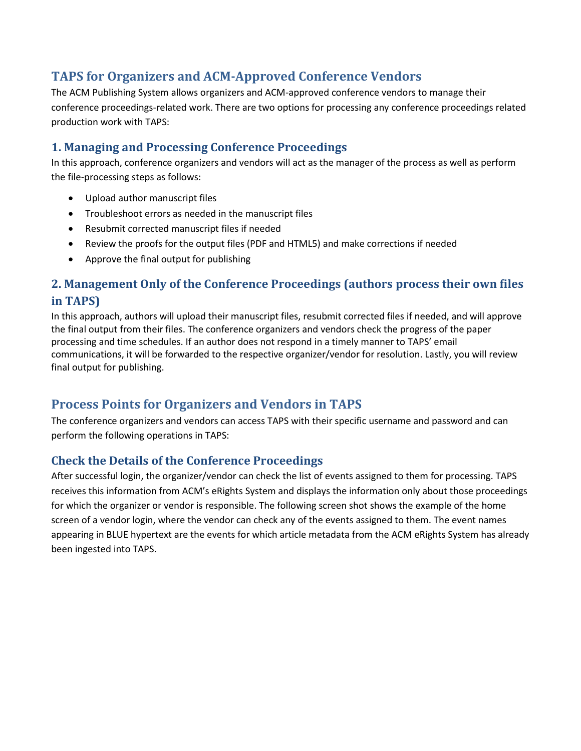## TAPS for Organizers and ACM-Approved Conference Vendors

The ACM Publishing System allows organizers and ACM-approved conference vendors to manage their conference proceedings-related work. There are two options for processing any conference proceedings related production work with TAPS:

### 1. Managing and Processing Conference Proceedings

In this approach, conference organizers and vendors will act as the manager of the process as well as perform the file-processing steps as follows:

- Upload author manuscript files
- Troubleshoot errors as needed in the manuscript files
- Resubmit corrected manuscript files if needed
- Review the proofs for the output files (PDF and HTML5) and make corrections if needed
- Approve the final output for publishing

### 2. Management Only of the Conference Proceedings (authors process their own files in TAPS)

In this approach, authors will upload their manuscript files, resubmit corrected files if needed, and will approve the final output from their files. The conference organizers and vendors check the progress of the paper processing and time schedules. If an author does not respond in a timely manner to TAPS' email communications, it will be forwarded to the respective organizer/vendor for resolution. Lastly, you will review final output for publishing.

## Process Points for Organizers and Vendors in TAPS

The conference organizers and vendors can access TAPS with their specific username and password and can perform the following operations in TAPS:

### Check the Details of the Conference Proceedings

After successful login, the organizer/vendor can check the list of events assigned to them for processing. TAPS receives this information from ACM's eRights System and displays the information only about those proceedings for which the organizer or vendor is responsible. The following screen shot shows the example of the home screen of a vendor login, where the vendor can check any of the events assigned to them. The event names appearing in BLUE hypertext are the events for which article metadata from the ACM eRights System has already been ingested into TAPS.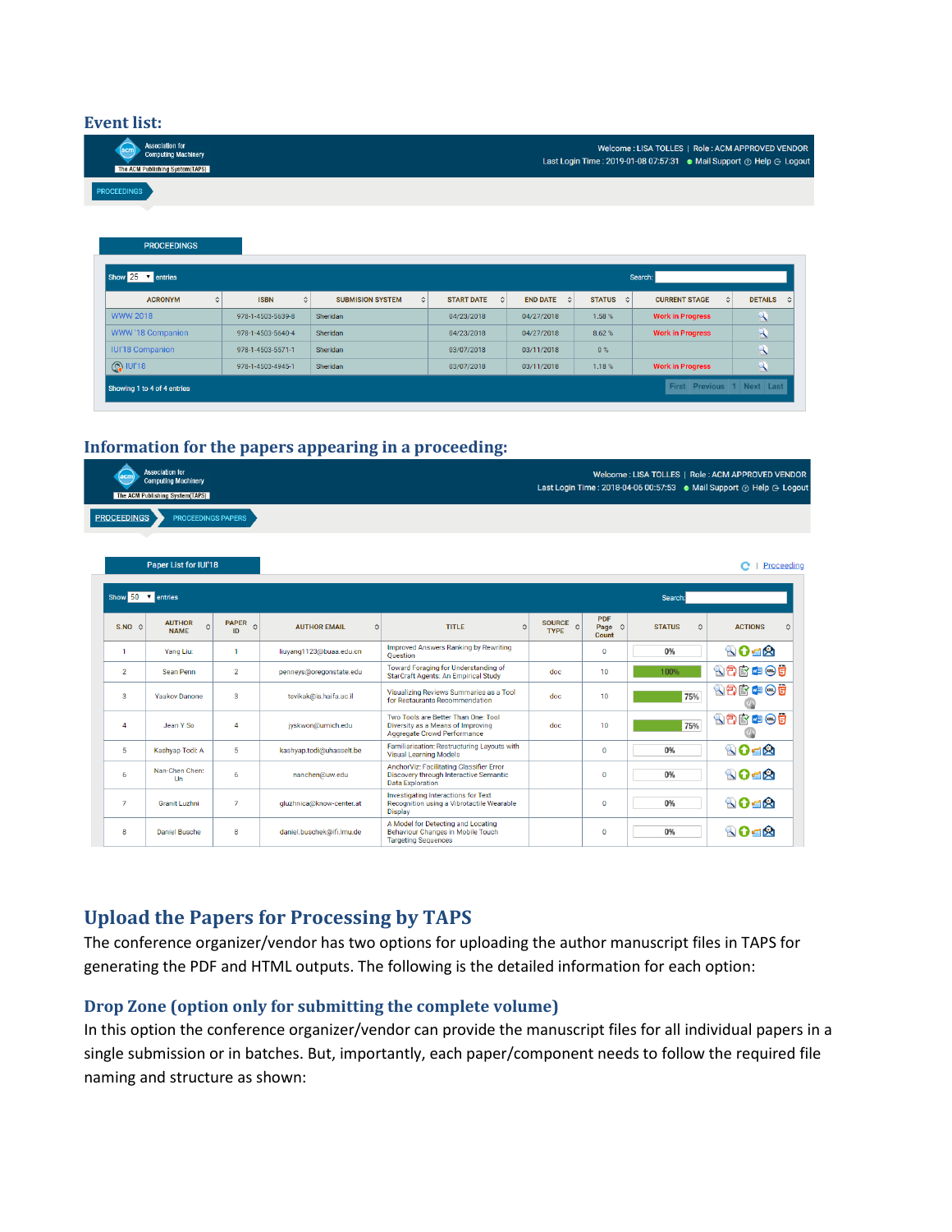### Event list:

Association for Computing Machinery
The ACM Publishing System (TAPS)

Welcome : LISA TOLLES | Role : ACM APPROVED VENDOR
Last Login Time : 2019-01-08 07:57:31 Mail Support Help Logout

PROCEEDINGS

PROCEEDINGS

Show 25 entries Search:

| ACRONYM | ISBN | SUBMISION SYSTEM | START DATE | END DATE | STATUS | CURRENT STAGE | DETAILS |
|---|---|---|---|---|---|---|---|
| WWW 2018 | 978-1-4503-5639-8 | Sheridan | 04/23/2018 | 04/27/2018 | 1.58 % | Work in Progress | |
| WWW '18 Companion | 978-1-4503-5640-4 | Sheridan | 04/23/2018 | 04/27/2018 | 8.62 % | Work in Progress | |
| IUI'18 Companion | 978-1-4503-5571-1 | Sheridan | 03/07/2018 | 03/11/2018 | 0 % | | |
| IUI'18 | 978-1-4503-4945-1 | Sheridan | 03/07/2018 | 03/11/2018 | 1.18 % | Work in Progress | |

Showing 1 to 4 of 4 entries First Previous 1 Next Last

### Information for the papers appearing in a proceeding:

Association for Computing Machinery
The ACM Publishing System (TAPS)

Welcome : LISA TOLLES | Role : ACM APPROVED VENDOR
Last Login Time : 2018-04-06 00:57:53 Mail Support Help Logout

PROCEEDINGS PROCEEDINGS PAPERS

Paper List for IUI'18 | Proceeding

Show 50 entries Search:

| S.NO | AUTHOR NAME | PAPER ID | AUTHOR EMAIL | TITLE | SOURCE TYPE | PDF Page Count | STATUS | ACTIONS |
|---|---|---|---|---|---|---|---|---|
| 1 | Yang Liu | 1 | liuyang1123@buaa.edu.cn | Improved Answers Ranking by Rewriting Question | | 0 | 0% | |
| 2 | Sean Penn | 2 | penneys@oregonstate.edu | Toward Foraging for Understanding of StarCraft Agents: An Empirical Study | doc | 10 | 100% | |
| 3 | Yaakov Danone | 3 | tsvikak@is.haifa.ac.il | Visualizing Reviews Summaries as a Tool for Restaurants Recommendation | doc | 10 | 75% | |
| 4 | Jean Y So | 4 | jyskwon@umich.edu | Two Tools are Better Than One: Tool Diversity as a Means of Improving Aggregate Crowd Performance | doc | 10 | 75% | |
| 5 | Kashyap Todi: A | 5 | kashyap.todi@uhasselt.be | Familiarisation: Restructuring Layouts with Visual Learning Models | | 0 | 0% | |
| 6 | Nan-Chen Chen: Un | 6 | nanchen@uw.edu | AnchorViz: Facilitating Classifier Error Discovery through Interactive Semantic Data Exploration | | 0 | 0% | |
| 7 | Granit Luzhni | 7 | gluzhnica@know-center.at | Investigating Interactions for Text Recognition using a Vibrotactile Wearable Display | | 0 | 0% | |
| 8 | Daniel Busche | 8 | daniel.buschek@ifi.lmu.de | A Model for Detecting and Locating Behaviour Changes in Mobile Touch Targeting Sequences | | 0 | 0% | |

## Upload the Papers for Processing by TAPS

The conference organizer/vendor has two options for uploading the author manuscript files in TAPS for generating the PDF and HTML outputs. The following is the detailed information for each option:

### Drop Zone (option only for submitting the complete volume)

In this option the conference organizer/vendor can provide the manuscript files for all individual papers in a single submission or in batches. But, importantly, each paper/component needs to follow the required file naming and structure as shown: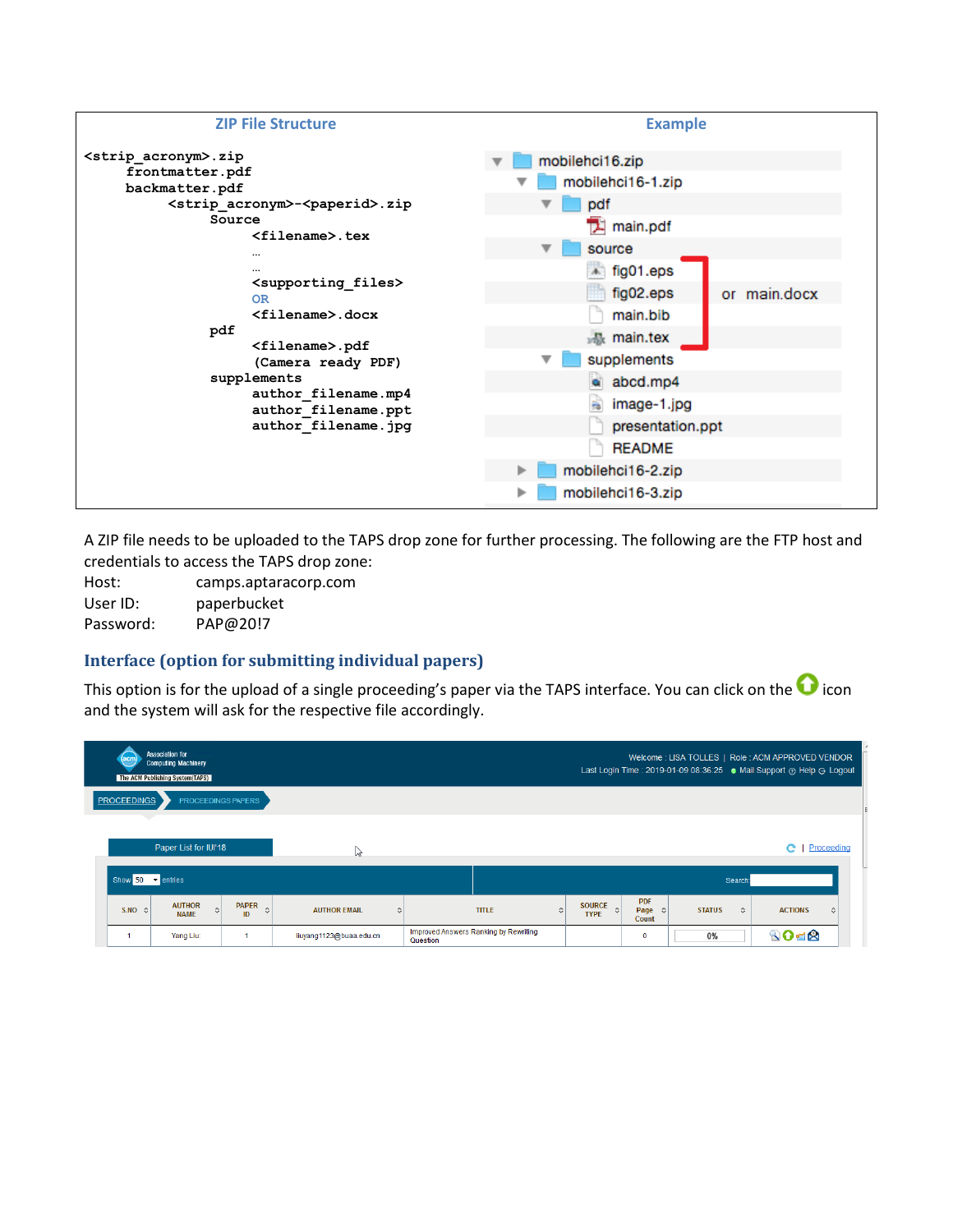| ZIP File Structure | Example |
|---|---|
| `<strip_acronym>.zip`<br>`frontmatter.pdf`<br>`backmatter.pdf`<br>`<strip_acronym>-<paperid>.zip`<br>`Source`<br>`<filename>.tex`<br>`…`<br>`…`<br>`<supporting_files>`<br>OR<br>`<filename>.docx`<br>`pdf`<br>`<filename>.pdf`<br>`(Camera ready PDF)`<br>`supplements`<br>`author_filename.mp4`<br>`author_filename.ppt`<br>`author_filename.jpg` | mobilehci16.zip<br>mobilehci16-1.zip<br>pdf<br>main.pdf<br>source<br>fig01.eps<br>fig02.eps<br>main.bib<br>main.tex<br>or main.docx<br>supplements<br>abcd.mp4<br>image-1.jpg<br>presentation.ppt<br>README<br>mobilehci16-2.zip<br>mobilehci16-3.zip |

A ZIP file needs to be uploaded to the TAPS drop zone for further processing. The following are the FTP host and credentials to access the TAPS drop zone:

Host: camps.aptaracorp.com
User ID: paperbucket
Password: PAP@20!7

## Interface (option for submitting individual papers)

This option is for the upload of a single proceeding's paper via the TAPS interface. You can click on the icon and the system will ask for the respective file accordingly.

Association for Computing Machinery
The ACM Publishing System (TAPS)

Welcome : LISA TOLLES | Role : ACM APPROVED VENDOR
Last Login Time : 2019-01-09 08:36:25 ● Mail Support ◎ Help ◎ Logout

PROCEEDINGS › PROCEEDINGS PAPERS

Paper List for IUI'18

Proceeding

Show 50 entries

Search:

| S.NO | AUTHOR NAME | PAPER ID | AUTHOR EMAIL | TITLE | SOURCE TYPE | PDF Page Count | STATUS | ACTIONS |
|---|---|---|---|---|---|---|---|---|
| 1 | Yang Liu | 1 | liuyang1123@buaa.edu.cn | Improved Answers Ranking by Rewriting Question | | 0 | 0% | |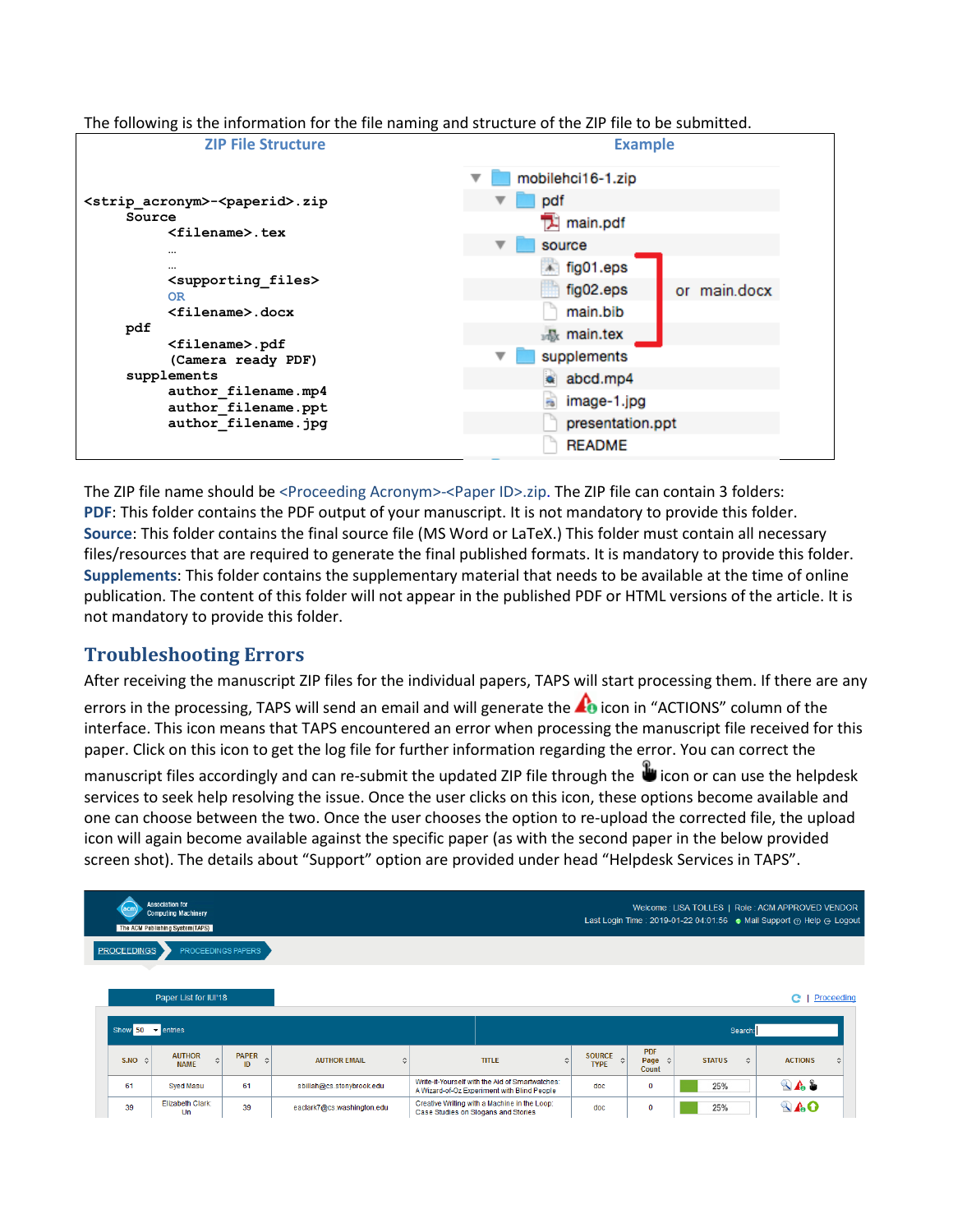The following is the information for the file naming and structure of the ZIP file to be submitted.

| ZIP File Structure | Example |
|---|---|
| <pre>&lt;strip_acronym&gt;-&lt;paperid&gt;.zip<br>    Source<br>        &lt;filename&gt;.tex<br>        …<br>        …<br>        &lt;supporting_files&gt;<br>        OR<br>        &lt;filename&gt;.docx<br>    pdf<br>        &lt;filename&gt;.pdf<br>        (Camera ready PDF)<br>    supplements<br>        author_filename.mp4<br>        author_filename.ppt<br>        author_filename.jpg</pre> | mobilehci16-1.zip<br>  pdf<br>    main.pdf<br>  source<br>    fig01.eps<br>    fig02.eps    or main.docx<br>    main.bib<br>    main.tex<br>  supplements<br>    abcd.mp4<br>    image-1.jpg<br>    presentation.ppt<br>    README |

The ZIP file name should be <Proceeding Acronym>-<Paper ID>.zip. The ZIP file can contain 3 folders:
**PDF**: This folder contains the PDF output of your manuscript. It is not mandatory to provide this folder.
**Source**: This folder contains the final source file (MS Word or LaTeX.) This folder must contain all necessary files/resources that are required to generate the final published formats. It is mandatory to provide this folder.
**Supplements**: This folder contains the supplementary material that needs to be available at the time of online publication. The content of this folder will not appear in the published PDF or HTML versions of the article. It is not mandatory to provide this folder.

## Troubleshooting Errors

After receiving the manuscript ZIP files for the individual papers, TAPS will start processing them. If there are any errors in the processing, TAPS will send an email and will generate the icon in "ACTIONS" column of the interface. This icon means that TAPS encountered an error when processing the manuscript file received for this paper. Click on this icon to get the log file for further information regarding the error. You can correct the manuscript files accordingly and can re-submit the updated ZIP file through the icon or can use the helpdesk services to seek help resolving the issue. Once the user clicks on this icon, these options become available and one can choose between the two. Once the user chooses the option to re-upload the corrected file, the upload icon will again become available against the specific paper (as with the second paper in the below provided screen shot). The details about "Support" option are provided under head "Helpdesk Services in TAPS".

Association for Computing Machinery
The ACM Publishing System (TAPS)

Welcome : LISA TOLLES | Role : ACM APPROVED VENDOR
Last Login Time : 2019-01-22 04:01:56 ● Mail Support ◎ Help ⊖ Logout

PROCEEDINGS › PROCEEDINGS PAPERS

Paper List for IUI'18 | Proceeding

Show 50 entries | Search:

| S.NO | AUTHOR NAME | PAPER ID | AUTHOR EMAIL | TITLE | SOURCE TYPE | PDF Page Count | STATUS | ACTIONS |
|---|---|---|---|---|---|---|---|---|
| 61 | Syed Masu | 61 | sbillah@cs.stonybrook.edu | Write-it-Yourself with the Aid of Smartwatches: A Wizard-of-Oz Experiment with Blind People | doc | 0 | 25% | |
| 39 | Elizabeth Clark Un | 39 | eaclark7@cs.washington.edu | Creative Writing with a Machine in the Loop: Case Studies on Slogans and Stories | doc | 0 | 25% | |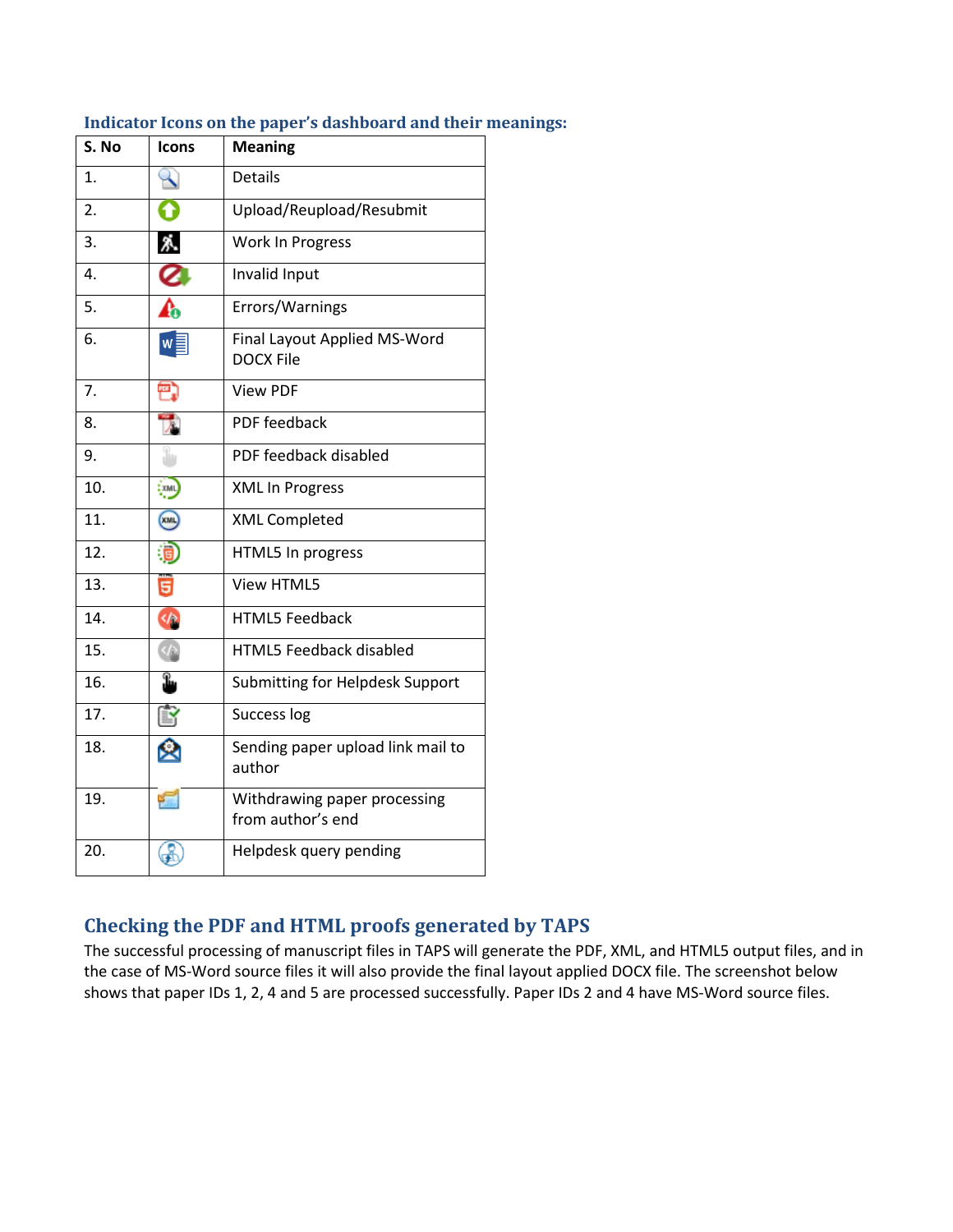### Indicator Icons on the paper's dashboard and their meanings:

| S. No | Icons | Meaning |
|---|---|---|
| 1. | | Details |
| 2. | | Upload/Reupload/Resubmit |
| 3. | | Work In Progress |
| 4. | | Invalid Input |
| 5. | | Errors/Warnings |
| 6. | | Final Layout Applied MS-Word DOCX File |
| 7. | | View PDF |
| 8. | | PDF feedback |
| 9. | | PDF feedback disabled |
| 10. | | XML In Progress |
| 11. | | XML Completed |
| 12. | | HTML5 In progress |
| 13. | | View HTML5 |
| 14. | | HTML5 Feedback |
| 15. | | HTML5 Feedback disabled |
| 16. | | Submitting for Helpdesk Support |
| 17. | | Success log |
| 18. | | Sending paper upload link mail to author |
| 19. | | Withdrawing paper processing from author's end |
| 20. | | Helpdesk query pending |

## Checking the PDF and HTML proofs generated by TAPS

The successful processing of manuscript files in TAPS will generate the PDF, XML, and HTML5 output files, and in the case of MS-Word source files it will also provide the final layout applied DOCX file. The screenshot below shows that paper IDs 1, 2, 4 and 5 are processed successfully. Paper IDs 2 and 4 have MS-Word source files.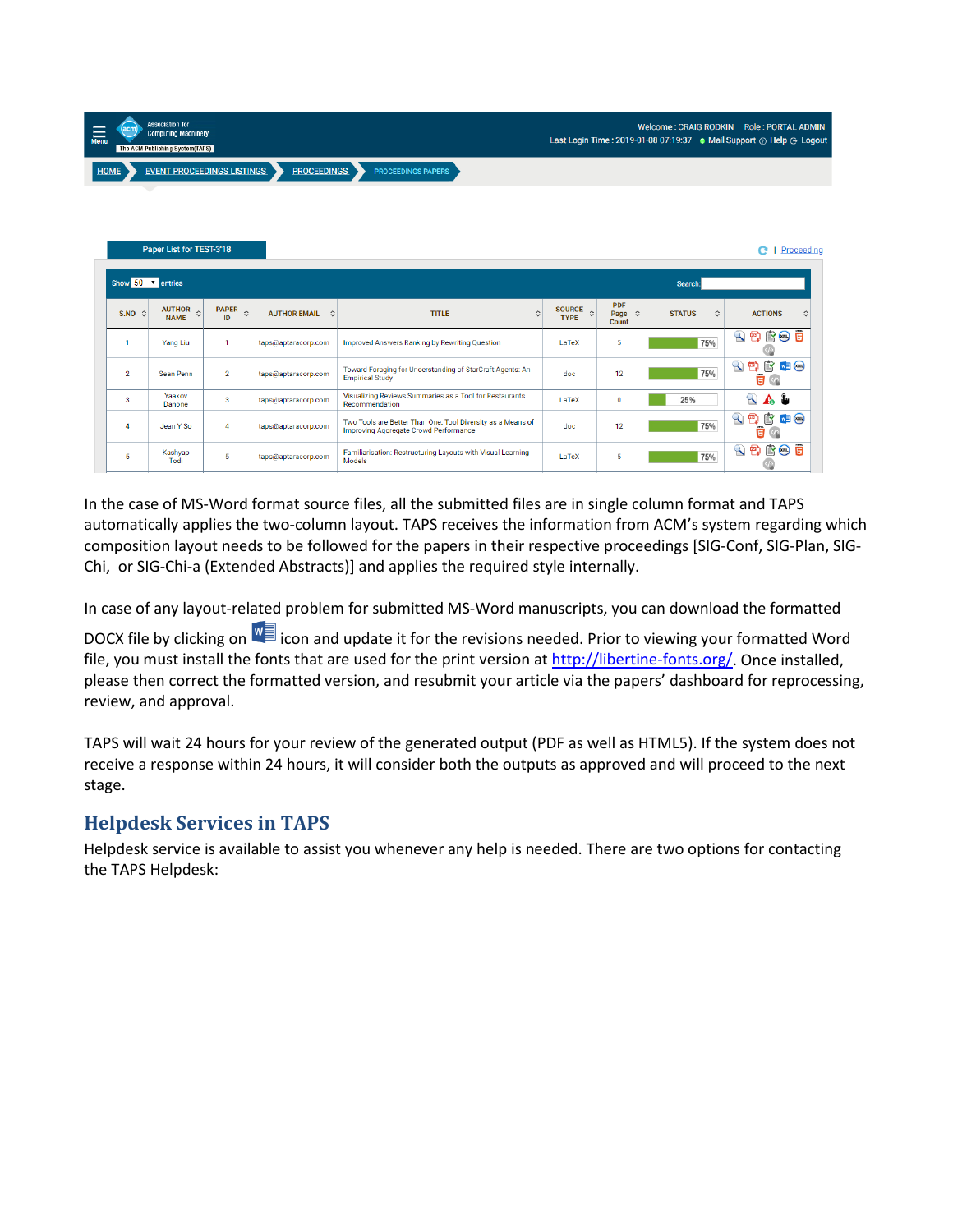| S.NO | AUTHOR NAME | PAPER ID | AUTHOR EMAIL | TITLE | SOURCE TYPE | PDF Page Count | STATUS | ACTIONS |
|---|---|---|---|---|---|---|---|---|
| 1 | Yang Liu | 1 | taps@aptaracorp.com | Improved Answers Ranking by Rewriting Question | LaTeX | 5 | 75% | |
| 2 | Sean Penn | 2 | taps@aptaracorp.com | Toward Foraging for Understanding of StarCraft Agents: An Empirical Study | doc | 12 | 75% | |
| 3 | Yaakov Danone | 3 | taps@aptaracorp.com | Visualizing Reviews Summaries as a Tool for Restaurants Recommendation | LaTeX | 0 | 25% | |
| 4 | Jean Y So | 4 | taps@aptaracorp.com | Two Tools are Better Than One: Tool Diversity as a Means of Improving Aggregate Crowd Performance | doc | 12 | 75% | |
| 5 | Kashyap Todi | 5 | taps@aptaracorp.com | Familiarisation: Restructuring Layouts with Visual Learning Models | LaTeX | 5 | 75% | |

In the case of MS-Word format source files, all the submitted files are in single column format and TAPS automatically applies the two-column layout. TAPS receives the information from ACM's system regarding which composition layout needs to be followed for the papers in their respective proceedings [SIG-Conf, SIG-Plan, SIG-Chi, or SIG-Chi-a (Extended Abstracts)] and applies the required style internally.

In case of any layout-related problem for submitted MS-Word manuscripts, you can download the formatted DOCX file by clicking on icon and update it for the revisions needed. Prior to viewing your formatted Word file, you must install the fonts that are used for the print version at http://libertine-fonts.org/. Once installed, please then correct the formatted version, and resubmit your article via the papers' dashboard for reprocessing, review, and approval.

TAPS will wait 24 hours for your review of the generated output (PDF as well as HTML5). If the system does not receive a response within 24 hours, it will consider both the outputs as approved and will proceed to the next stage.

## Helpdesk Services in TAPS

Helpdesk service is available to assist you whenever any help is needed. There are two options for contacting the TAPS Helpdesk: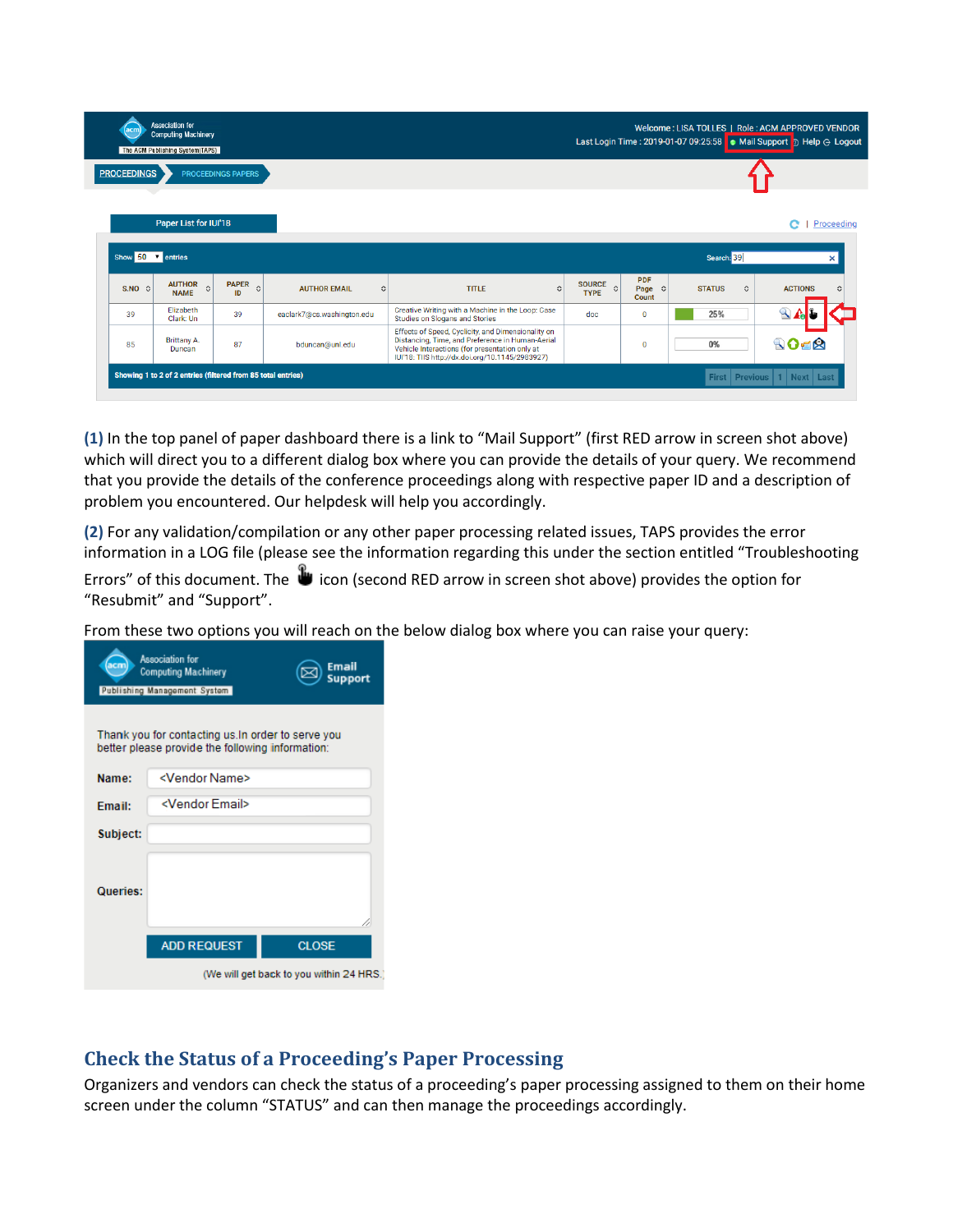**(1)** In the top panel of paper dashboard there is a link to "Mail Support" (first RED arrow in screen shot above) which will direct you to a different dialog box where you can provide the details of your query. We recommend that you provide the details of the conference proceedings along with respective paper ID and a description of problem you encountered. Our helpdesk will help you accordingly.

**(2)** For any validation/compilation or any other paper processing related issues, TAPS provides the error information in a LOG file (please see the information regarding this under the section entitled "Troubleshooting Errors" of this document. The icon (second RED arrow in screen shot above) provides the option for "Resubmit" and "Support".

From these two options you will reach on the below dialog box where you can raise your query:

## Check the Status of a Proceeding's Paper Processing

Organizers and vendors can check the status of a proceeding's paper processing assigned to them on their home screen under the column "STATUS" and can then manage the proceedings accordingly.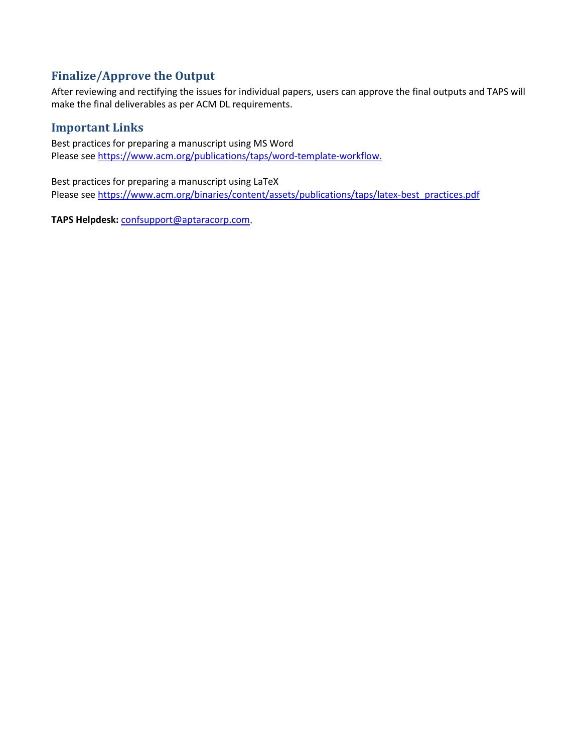## Finalize/Approve the Output

After reviewing and rectifying the issues for individual papers, users can approve the final outputs and TAPS will make the final deliverables as per ACM DL requirements.

## Important Links

Best practices for preparing a manuscript using MS Word
Please see https://www.acm.org/publications/taps/word-template-workflow.

Best practices for preparing a manuscript using LaTeX
Please see https://www.acm.org/binaries/content/assets/publications/taps/latex-best_practices.pdf

**TAPS Helpdesk:** confsupport@aptaracorp.com.